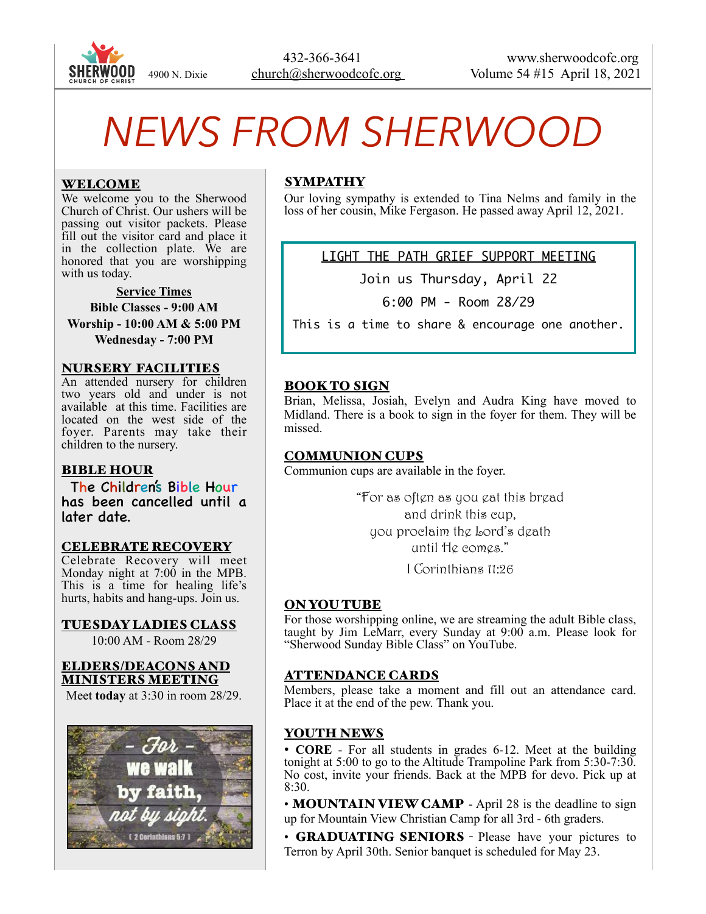SHERWOOD CHURCH OF CHRIST 4900 N. Dixie

432-366-3641
church@sherwoodcofc.org

www.sherwoodcofc.org
Volume 54 #15 April 18, 2021

# *NEWS FROM SHERWOOD*

## WELCOME

We welcome you to the Sherwood Church of Christ. Our ushers will be passing out visitor packets. Please fill out the visitor card and place it in the collection plate. We are honored that you are worshipping with us today.

**Service Times**

**Bible Classes - 9:00 AM**
**Worship - 10:00 AM & 5:00 PM**
**Wednesday - 7:00 PM**

## NURSERY FACILITIES

An attended nursery for children two years old and under is not available at this time. Facilities are located on the west side of the foyer. Parents may take their children to the nursery.

## BIBLE HOUR

The Children's Bible Hour has been cancelled until a later date.

## CELEBRATE RECOVERY

Celebrate Recovery will meet Monday night at 7:00 in the MPB. This is a time for healing life's hurts, habits and hang-ups. Join us.

## TUESDAY LADIES CLASS

10:00 AM - Room 28/29

## ELDERS/DEACONS AND MINISTERS MEETING

Meet **today** at 3:30 in room 28/29.

- For - we walk by faith, not by sight. ( 2 Corinthians 5:7 )

## SYMPATHY

Our loving sympathy is extended to Tina Nelms and family in the loss of her cousin, Mike Fergason. He passed away April 12, 2021.

LIGHT THE PATH GRIEF SUPPORT MEETING

Join us Thursday, April 22

6:00 PM - Room 28/29

This is a time to share & encourage one another.

## BOOK TO SIGN

Brian, Melissa, Josiah, Evelyn and Audra King have moved to Midland. There is a book to sign in the foyer for them. They will be missed.

## COMMUNION CUPS

Communion cups are available in the foyer.

"For as often as you eat this bread
and drink this cup,
you proclaim the Lord's death
until He comes."
I Corinthians 11:26

## ON YOU TUBE

For those worshipping online, we are streaming the adult Bible class, taught by Jim LeMarr, every Sunday at 9:00 a.m. Please look for "Sherwood Sunday Bible Class" on YouTube.

## ATTENDANCE CARDS

Members, please take a moment and fill out an attendance card. Place it at the end of the pew. Thank you.

## YOUTH NEWS

- **CORE** - For all students in grades 6-12. Meet at the building tonight at 5:00 to go to the Altitude Trampoline Park from 5:30-7:30. No cost, invite your friends. Back at the MPB for devo. Pick up at 8:30.
- **MOUNTAIN VIEW CAMP** - April 28 is the deadline to sign up for Mountain View Christian Camp for all 3rd - 6th graders.
- **GRADUATING SENIORS** - Please have your pictures to Terron by April 30th. Senior banquet is scheduled for May 23.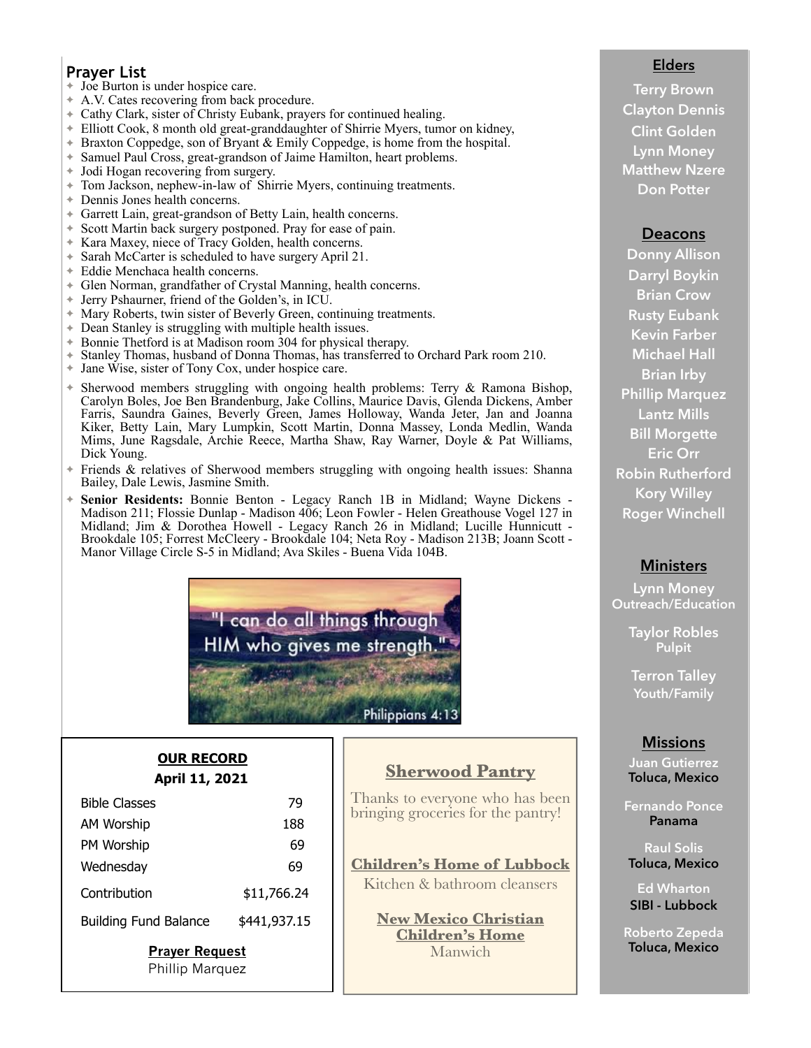## Prayer List

- Joe Burton is under hospice care.
- A.V. Cates recovering from back procedure.
- Cathy Clark, sister of Christy Eubank, prayers for continued healing.
- Elliott Cook, 8 month old great-granddaughter of Shirrie Myers, tumor on kidney,
- Braxton Coppedge, son of Bryant & Emily Coppedge, is home from the hospital.
- Samuel Paul Cross, great-grandson of Jaime Hamilton, heart problems.
- Jodi Hogan recovering from surgery.
- Tom Jackson, nephew-in-law of Shirrie Myers, continuing treatments.
- Dennis Jones health concerns.
- Garrett Lain, great-grandson of Betty Lain, health concerns.
- Scott Martin back surgery postponed. Pray for ease of pain.
- Kara Maxey, niece of Tracy Golden, health concerns.
- Sarah McCarter is scheduled to have surgery April 21.
- Eddie Menchaca health concerns.
- Glen Norman, grandfather of Crystal Manning, health concerns.
- Jerry Pshaurner, friend of the Golden's, in ICU.
- Mary Roberts, twin sister of Beverly Green, continuing treatments.
- Dean Stanley is struggling with multiple health issues.
- Bonnie Thetford is at Madison room 304 for physical therapy.
- Stanley Thomas, husband of Donna Thomas, has transferred to Orchard Park room 210.
- Jane Wise, sister of Tony Cox, under hospice care.
- Sherwood members struggling with ongoing health problems: Terry & Ramona Bishop, Carolyn Boles, Joe Ben Brandenburg, Jake Collins, Maurice Davis, Glenda Dickens, Amber Farris, Saundra Gaines, Beverly Green, James Holloway, Wanda Jeter, Jan and Joanna Kiker, Betty Lain, Mary Lumpkin, Scott Martin, Donna Massey, Londa Medlin, Wanda Mims, June Ragsdale, Archie Reece, Martha Shaw, Ray Warner, Doyle & Pat Williams, Dick Young.
- Friends & relatives of Sherwood members struggling with ongoing health issues: Shanna Bailey, Dale Lewis, Jasmine Smith.
- **Senior Residents:** Bonnie Benton - Legacy Ranch 1B in Midland; Wayne Dickens - Madison 211; Flossie Dunlap - Madison 406; Leon Fowler - Helen Greathouse Vogel 127 in Midland; Jim & Dorothea Howell - Legacy Ranch 26 in Midland; Lucille Hunnicutt - Brookdale 105; Forrest McCleery - Brookdale 104; Neta Roy - Madison 213B; Joann Scott - Manor Village Circle S-5 in Midland; Ava Skiles - Buena Vida 104B.

"I can do all things through HIM who gives me strength."
Philippians 4:13

### OUR RECORD
**April 11, 2021**

| | |
|---|---|
| Bible Classes | 79 |
| AM Worship | 188 |
| PM Worship | 69 |
| Wednesday | 69 |
| Contribution | $11,766.24 |
| Building Fund Balance | $441,937.15 |

**Prayer Request**
Phillip Marquez

### Sherwood Pantry

Thanks to everyone who has been bringing groceries for the pantry!

**Children's Home of Lubbock**
Kitchen & bathroom cleansers

**New Mexico Christian Children's Home**
Manwich

### Elders

Terry Brown
Clayton Dennis
Clint Golden
Lynn Money
Matthew Nzere
Don Potter

### Deacons

Donny Allison
Darryl Boykin
Brian Crow
Rusty Eubank
Kevin Farber
Michael Hall
Brian Irby
Phillip Marquez
Lantz Mills
Bill Morgette
Eric Orr
Robin Rutherford
Kory Willey
Roger Winchell

### Ministers

Lynn Money
Outreach/Education

Taylor Robles
Pulpit

Terron Talley
Youth/Family

### Missions

Juan Gutierrez
Toluca, Mexico

Fernando Ponce
Panama

Raul Solis
Toluca, Mexico

Ed Wharton
SIBI - Lubbock

Roberto Zepeda
Toluca, Mexico